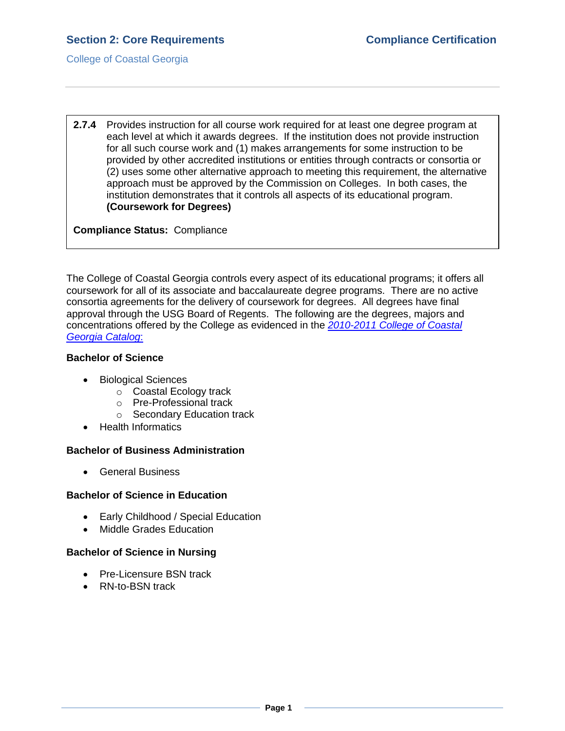**2.7.4** Provides instruction for all course work required for at least one degree program at each level at which it awards degrees. If the institution does not provide instruction for all such course work and (1) makes arrangements for some instruction to be provided by other accredited institutions or entities through contracts or consortia or (2) uses some other alternative approach to meeting this requirement, the alternative approach must be approved by the Commission on Colleges. In both cases, the institution demonstrates that it controls all aspects of its educational program. **(Coursework for Degrees)**

**Compliance Status:** Compliance

The College of Coastal Georgia controls every aspect of its educational programs; it offers all coursework for all of its associate and baccalaureate degree programs. There are no active consortia agreements for the delivery of coursework for degrees. All degrees have final approval through the USG Board of Regents. The following are the degrees, majors and concentrations offered by the College as evidenced in the *2010-2011 College of Coastal Georgia Catalog*:

**Bachelor of Science**

- Biological Sciences
  - Coastal Ecology track
  - Pre-Professional track
  - Secondary Education track
- Health Informatics

**Bachelor of Business Administration**

- General Business

**Bachelor of Science in Education**

- Early Childhood / Special Education
- Middle Grades Education

**Bachelor of Science in Nursing**

- Pre-Licensure BSN track
- RN-to-BSN track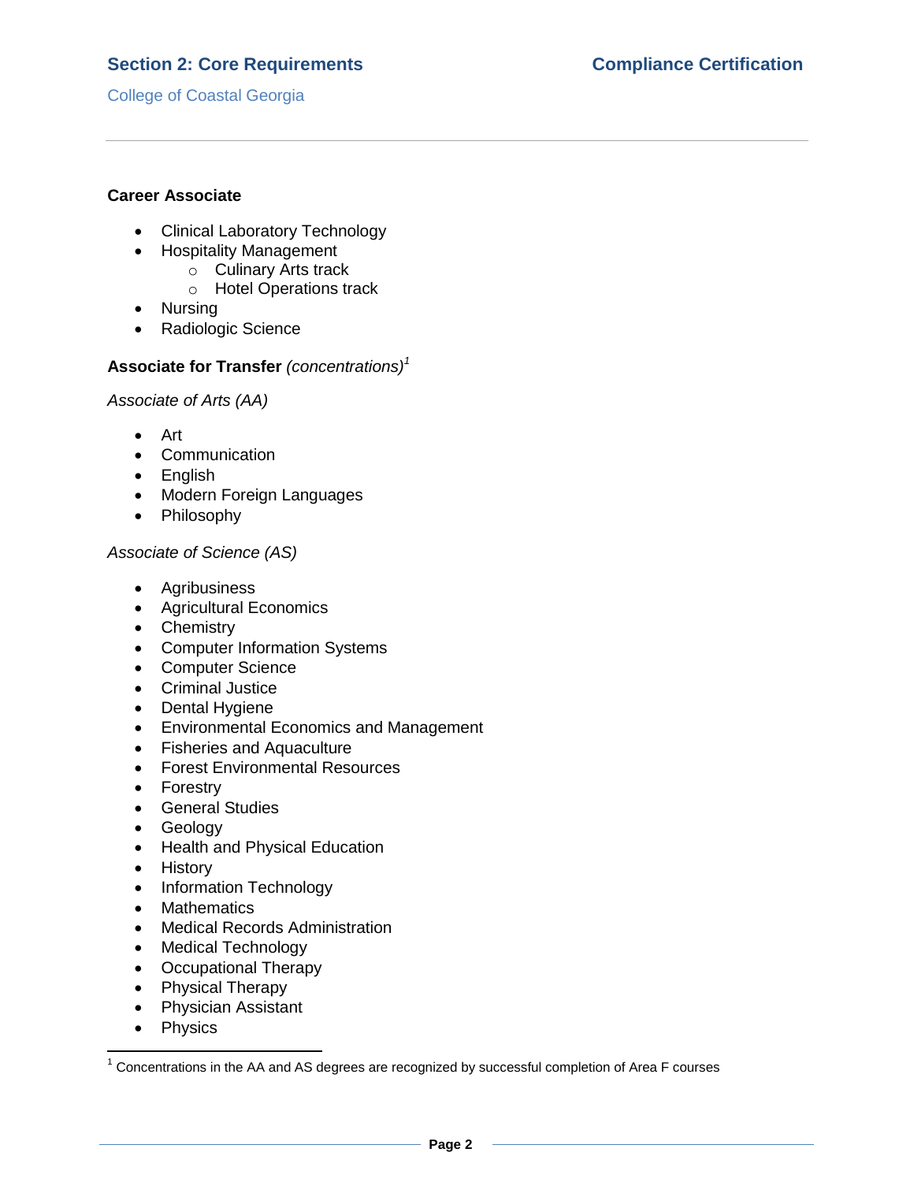**Career Associate**

- Clinical Laboratory Technology
- Hospitality Management
    - Culinary Arts track
    - Hotel Operations track
- Nursing
- Radiologic Science

**Associate for Transfer** *(concentrations)*[1]

*Associate of Arts (AA)*

- Art
- Communication
- English
- Modern Foreign Languages
- Philosophy

*Associate of Science (AS)*

- Agribusiness
- Agricultural Economics
- Chemistry
- Computer Information Systems
- Computer Science
- Criminal Justice
- Dental Hygiene
- Environmental Economics and Management
- Fisheries and Aquaculture
- Forest Environmental Resources
- Forestry
- General Studies
- Geology
- Health and Physical Education
- History
- Information Technology
- Mathematics
- Medical Records Administration
- Medical Technology
- Occupational Therapy
- Physical Therapy
- Physician Assistant
- Physics

[1] Concentrations in the AA and AS degrees are recognized by successful completion of Area F courses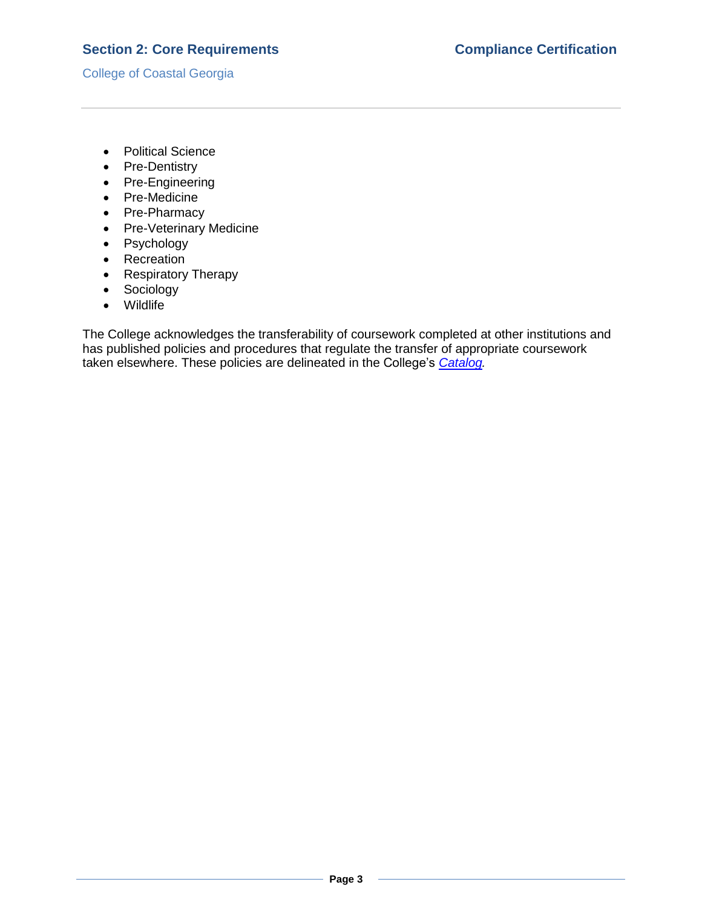- Political Science
- Pre-Dentistry
- Pre-Engineering
- Pre-Medicine
- Pre-Pharmacy
- Pre-Veterinary Medicine
- Psychology
- Recreation
- Respiratory Therapy
- Sociology
- Wildlife

The College acknowledges the transferability of coursework completed at other institutions and has published policies and procedures that regulate the transfer of appropriate coursework taken elsewhere. These policies are delineated in the College's *Catalog.*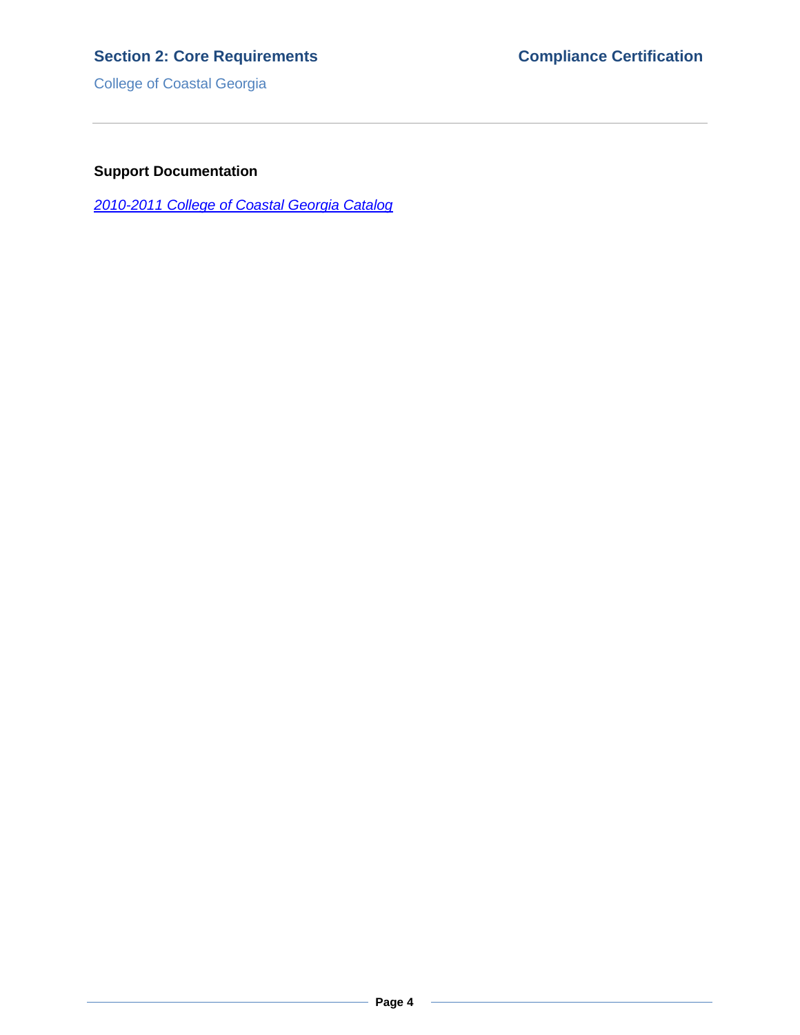**Support Documentation**

*2010-2011 College of Coastal Georgia Catalog*